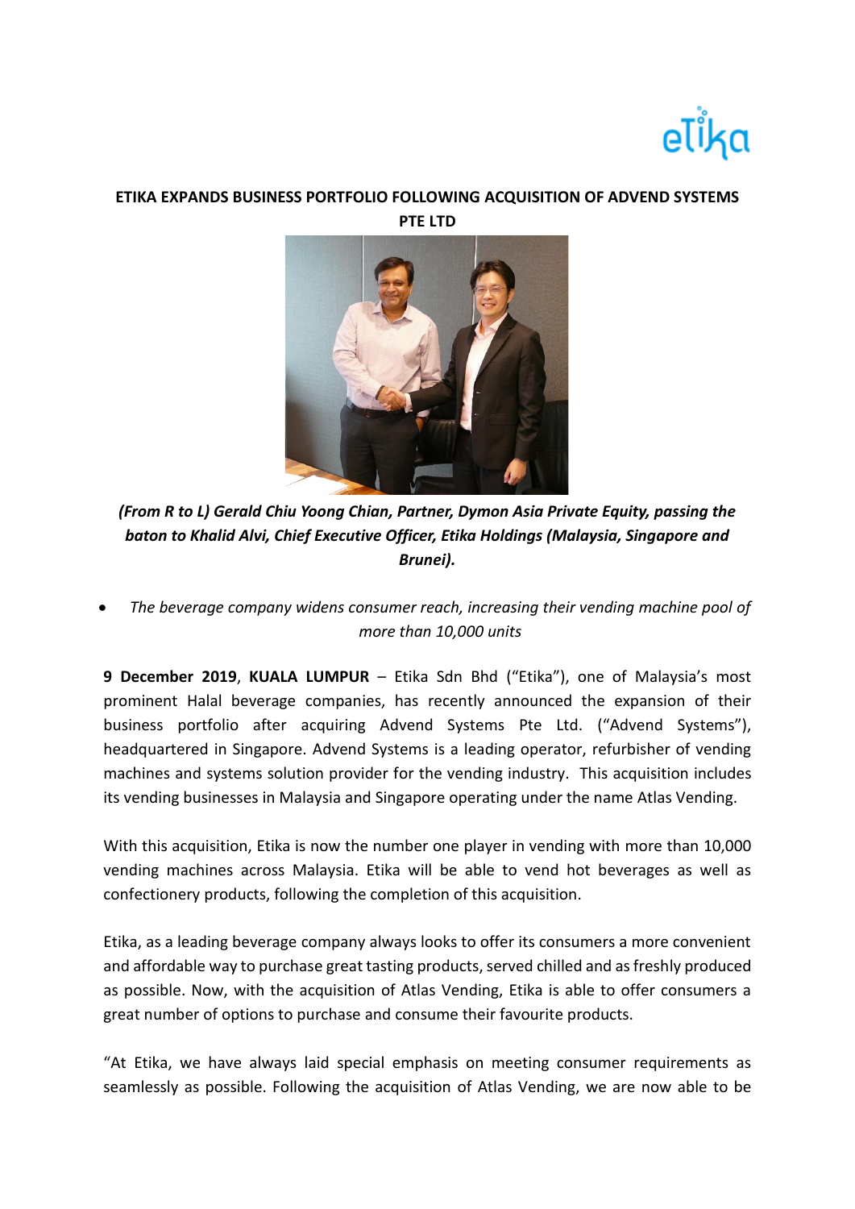# ETIKA EXPANDS BUSINESS PORTFOLIO FOLLOWING ACQUISITION OF ADVEND SYSTEMS PTE LTD

***(From R to L) Gerald Chiu Yoong Chian, Partner, Dymon Asia Private Equity, passing the baton to Khalid Alvi, Chief Executive Officer, Etika Holdings (Malaysia, Singapore and Brunei).***

- *The beverage company widens consumer reach, increasing their vending machine pool of more than 10,000 units*

**9 December 2019**, **KUALA LUMPUR** – Etika Sdn Bhd ("Etika"), one of Malaysia's most prominent Halal beverage companies, has recently announced the expansion of their business portfolio after acquiring Advend Systems Pte Ltd. ("Advend Systems"), headquartered in Singapore. Advend Systems is a leading operator, refurbisher of vending machines and systems solution provider for the vending industry. This acquisition includes its vending businesses in Malaysia and Singapore operating under the name Atlas Vending.

With this acquisition, Etika is now the number one player in vending with more than 10,000 vending machines across Malaysia. Etika will be able to vend hot beverages as well as confectionery products, following the completion of this acquisition.

Etika, as a leading beverage company always looks to offer its consumers a more convenient and affordable way to purchase great tasting products, served chilled and as freshly produced as possible. Now, with the acquisition of Atlas Vending, Etika is able to offer consumers a great number of options to purchase and consume their favourite products.

"At Etika, we have always laid special emphasis on meeting consumer requirements as seamlessly as possible. Following the acquisition of Atlas Vending, we are now able to be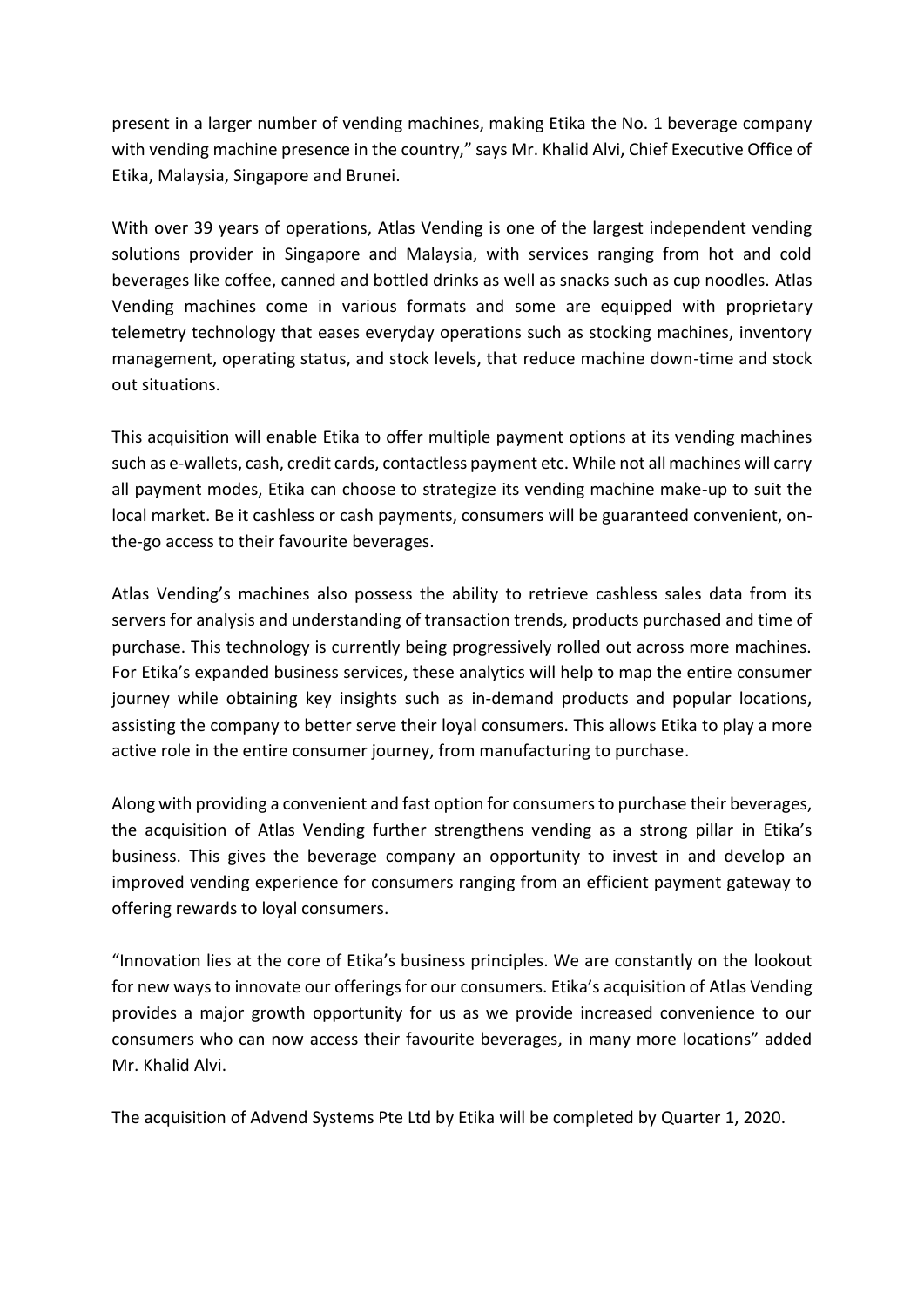present in a larger number of vending machines, making Etika the No. 1 beverage company with vending machine presence in the country," says Mr. Khalid Alvi, Chief Executive Office of Etika, Malaysia, Singapore and Brunei.

With over 39 years of operations, Atlas Vending is one of the largest independent vending solutions provider in Singapore and Malaysia, with services ranging from hot and cold beverages like coffee, canned and bottled drinks as well as snacks such as cup noodles. Atlas Vending machines come in various formats and some are equipped with proprietary telemetry technology that eases everyday operations such as stocking machines, inventory management, operating status, and stock levels, that reduce machine down-time and stock out situations.

This acquisition will enable Etika to offer multiple payment options at its vending machines such as e-wallets, cash, credit cards, contactless payment etc. While not all machines will carry all payment modes, Etika can choose to strategize its vending machine make-up to suit the local market. Be it cashless or cash payments, consumers will be guaranteed convenient, on-the-go access to their favourite beverages.

Atlas Vending's machines also possess the ability to retrieve cashless sales data from its servers for analysis and understanding of transaction trends, products purchased and time of purchase. This technology is currently being progressively rolled out across more machines. For Etika's expanded business services, these analytics will help to map the entire consumer journey while obtaining key insights such as in-demand products and popular locations, assisting the company to better serve their loyal consumers. This allows Etika to play a more active role in the entire consumer journey, from manufacturing to purchase.

Along with providing a convenient and fast option for consumers to purchase their beverages, the acquisition of Atlas Vending further strengthens vending as a strong pillar in Etika's business. This gives the beverage company an opportunity to invest in and develop an improved vending experience for consumers ranging from an efficient payment gateway to offering rewards to loyal consumers.

"Innovation lies at the core of Etika's business principles. We are constantly on the lookout for new ways to innovate our offerings for our consumers. Etika's acquisition of Atlas Vending provides a major growth opportunity for us as we provide increased convenience to our consumers who can now access their favourite beverages, in many more locations" added Mr. Khalid Alvi.

The acquisition of Advend Systems Pte Ltd by Etika will be completed by Quarter 1, 2020.